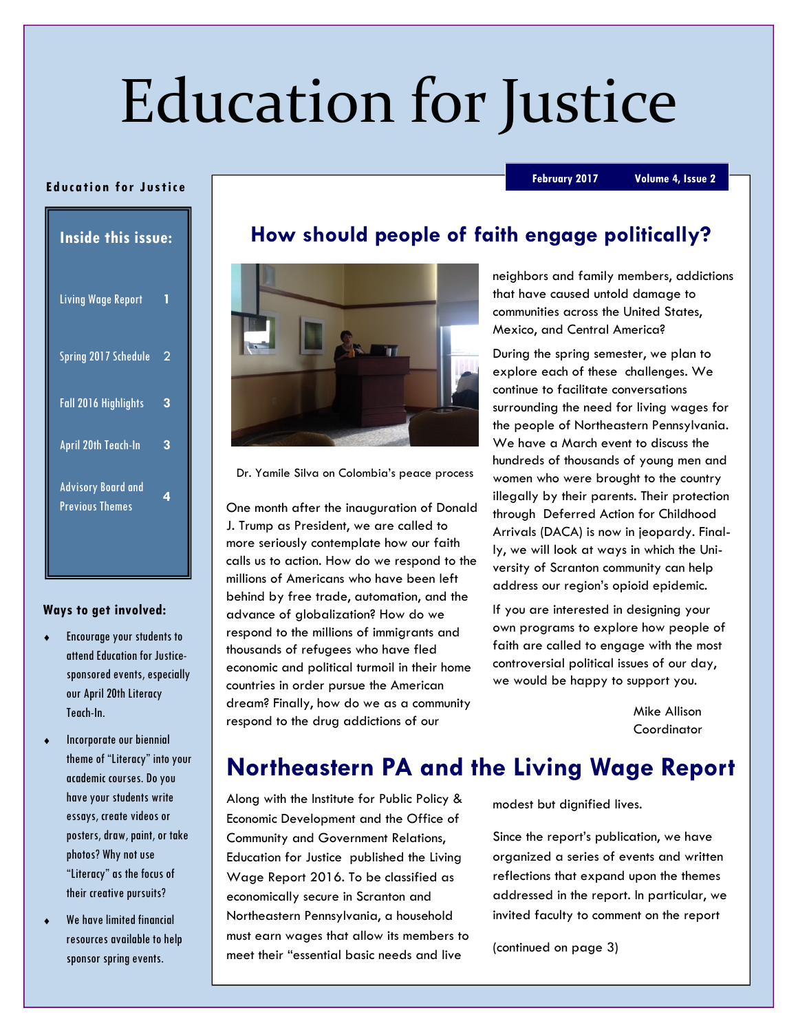# Education for Justice

February 2017 Volume 4, Issue 2

**Education for Justice**

**Inside this issue:**

| | |
|---|---|
| Living Wage Report | 1 |
| Spring 2017 Schedule | 2 |
| Fall 2016 Highlights | 3 |
| April 20th Teach-In | 3 |
| Advisory Board and Previous Themes | 4 |

**Ways to get involved:**

- Encourage your students to attend Education for Justice-sponsored events, especially our April 20th Literacy Teach-In.
- Incorporate our biennial theme of "Literacy" into your academic courses. Do you have your students write essays, create videos or posters, draw, paint, or take photos? Why not use "Literacy" as the focus of their creative pursuits?
- We have limited financial resources available to help sponsor spring events.

## How should people of faith engage politically?

Dr. Yamile Silva on Colombia's peace process

One month after the inauguration of Donald J. Trump as President, we are called to more seriously contemplate how our faith calls us to action. How do we respond to the millions of Americans who have been left behind by free trade, automation, and the advance of globalization? How do we respond to the millions of immigrants and thousands of refugees who have fled economic and political turmoil in their home countries in order pursue the American dream? Finally, how do we as a community respond to the drug addictions of our neighbors and family members, addictions that have caused untold damage to communities across the United States, Mexico, and Central America?

During the spring semester, we plan to explore each of these challenges. We continue to facilitate conversations surrounding the need for living wages for the people of Northeastern Pennsylvania. We have a March event to discuss the hundreds of thousands of young men and women who were brought to the country illegally by their parents. Their protection through Deferred Action for Childhood Arrivals (DACA) is now in jeopardy. Finally, we will look at ways in which the University of Scranton community can help address our region's opioid epidemic.

If you are interested in designing your own programs to explore how people of faith are called to engage with the most controversial political issues of our day, we would be happy to support you.

Mike Allison
Coordinator

## Northeastern PA and the Living Wage Report

Along with the Institute for Public Policy & Economic Development and the Office of Community and Government Relations, Education for Justice published the Living Wage Report 2016. To be classified as economically secure in Scranton and Northeastern Pennsylvania, a household must earn wages that allow its members to meet their "essential basic needs and live modest but dignified lives.

Since the report's publication, we have organized a series of events and written reflections that expand upon the themes addressed in the report. In particular, we invited faculty to comment on the report

(continued on page 3)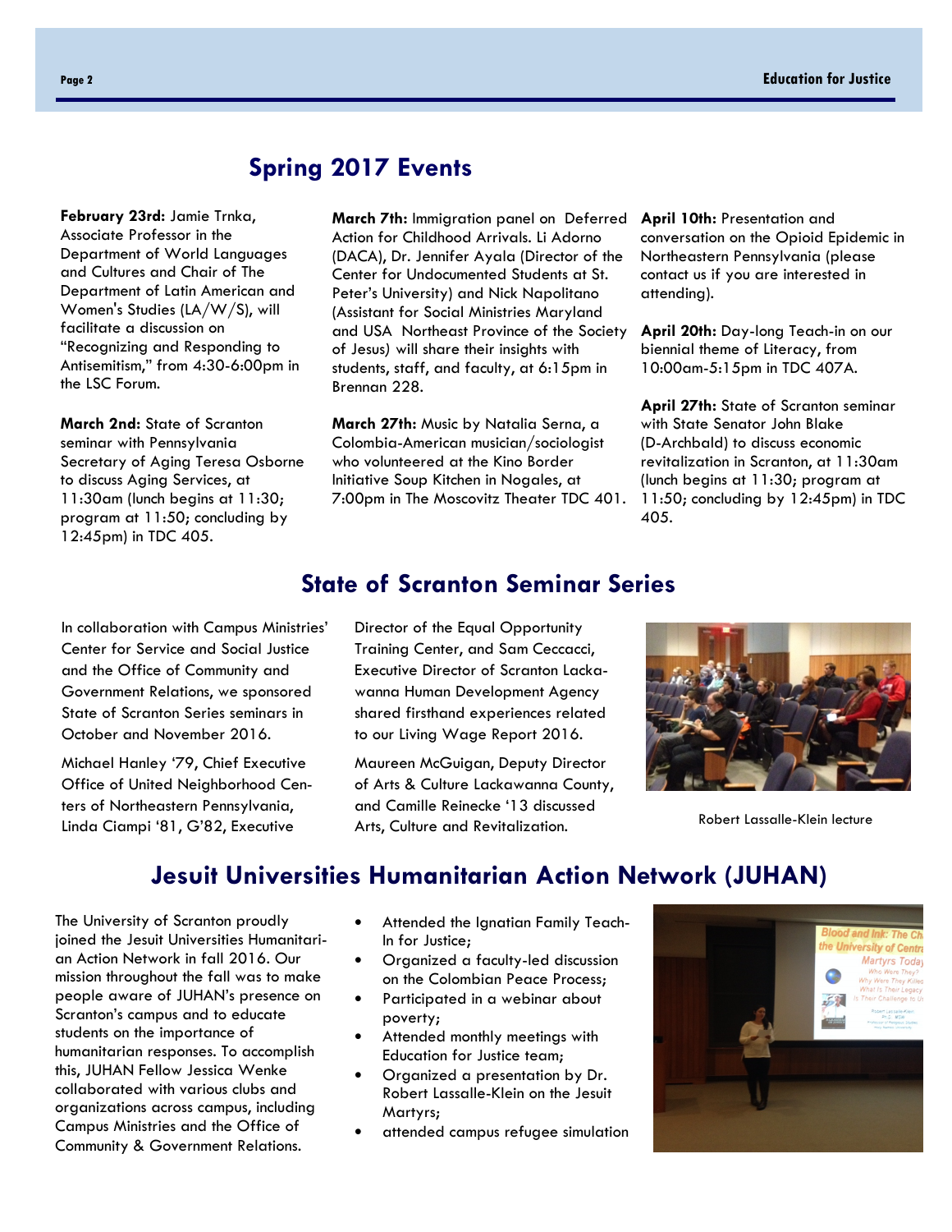## Spring 2017 Events

**February 23rd:** Jamie Trnka, Associate Professor in the Department of World Languages and Cultures and Chair of The Department of Latin American and Women's Studies (LA/W/S), will facilitate a discussion on "Recognizing and Responding to Antisemitism," from 4:30-6:00pm in the LSC Forum.

**March 2nd:** State of Scranton seminar with Pennsylvania Secretary of Aging Teresa Osborne to discuss Aging Services, at 11:30am (lunch begins at 11:30; program at 11:50; concluding by 12:45pm) in TDC 405.

**March 7th:** Immigration panel on Deferred Action for Childhood Arrivals. Li Adorno (DACA), Dr. Jennifer Ayala (Director of the Center for Undocumented Students at St. Peter's University) and Nick Napolitano (Assistant for Social Ministries Maryland and USA Northeast Province of the Society of Jesus) will share their insights with students, staff, and faculty, at 6:15pm in Brennan 228.

**March 27th:** Music by Natalia Serna, a Colombia-American musician/sociologist who volunteered at the Kino Border Initiative Soup Kitchen in Nogales, at 7:00pm in The Moscovitz Theater TDC 401.

**April 10th:** Presentation and conversation on the Opioid Epidemic in Northeastern Pennsylvania (please contact us if you are interested in attending).

**April 20th:** Day-long Teach-in on our biennial theme of Literacy, from 10:00am-5:15pm in TDC 407A.

**April 27th:** State of Scranton seminar with State Senator John Blake (D-Archbald) to discuss economic revitalization in Scranton, at 11:30am (lunch begins at 11:30; program at 11:50; concluding by 12:45pm) in TDC 405.

## State of Scranton Seminar Series

In collaboration with Campus Ministries' Center for Service and Social Justice and the Office of Community and Government Relations, we sponsored State of Scranton Series seminars in October and November 2016.

Michael Hanley '79, Chief Executive Office of United Neighborhood Centers of Northeastern Pennsylvania, Linda Ciampi '81, G'82, Executive Director of the Equal Opportunity Training Center, and Sam Ceccacci, Executive Director of Scranton Lackawanna Human Development Agency shared firsthand experiences related to our Living Wage Report 2016.

Maureen McGuigan, Deputy Director of Arts & Culture Lackawanna County, and Camille Reinecke '13 discussed Arts, Culture and Revitalization.

Robert Lassalle-Klein lecture

## Jesuit Universities Humanitarian Action Network (JUHAN)

The University of Scranton proudly joined the Jesuit Universities Humanitarian Action Network in fall 2016. Our mission throughout the fall was to make people aware of JUHAN's presence on Scranton's campus and to educate students on the importance of humanitarian responses. To accomplish this, JUHAN Fellow Jessica Wenke collaborated with various clubs and organizations across campus, including Campus Ministries and the Office of Community & Government Relations.

- Attended the Ignatian Family Teach-In for Justice;
- Organized a faculty-led discussion on the Colombian Peace Process;
- Participated in a webinar about poverty;
- Attended monthly meetings with Education for Justice team;
- Organized a presentation by Dr. Robert Lassalle-Klein on the Jesuit Martyrs;
- attended campus refugee simulation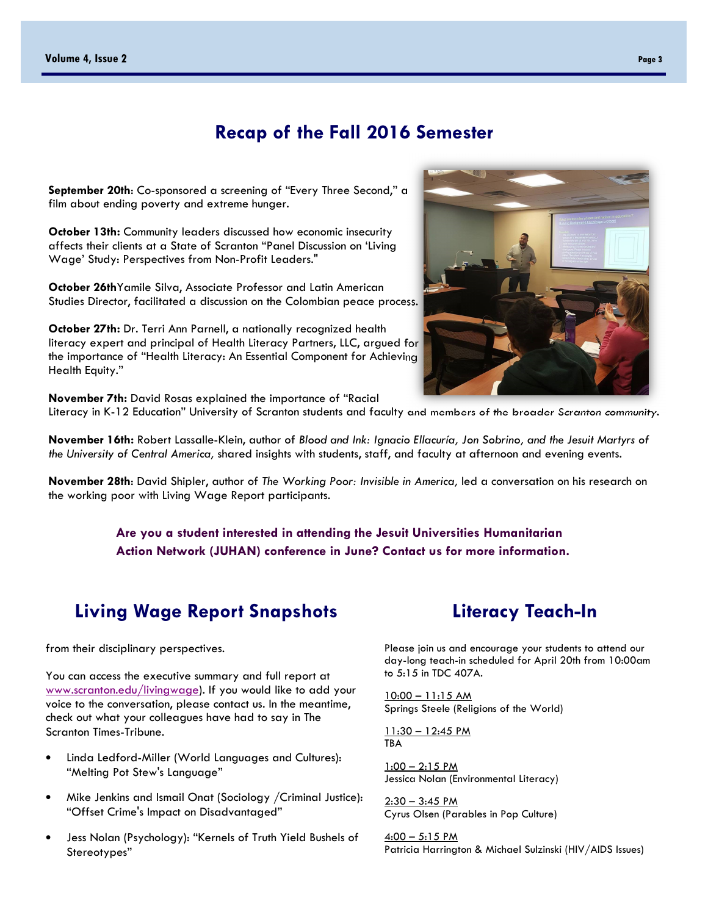## Recap of the Fall 2016 Semester

**September 20th**: Co-sponsored a screening of "Every Three Second," a film about ending poverty and extreme hunger.

**October 13th:** Community leaders discussed how economic insecurity affects their clients at a State of Scranton "Panel Discussion on 'Living Wage' Study: Perspectives from Non-Profit Leaders."

**October 26th**Yamile Silva, Associate Professor and Latin American Studies Director, facilitated a discussion on the Colombian peace process.

**October 27th:** Dr. Terri Ann Parnell, a nationally recognized health literacy expert and principal of Health Literacy Partners, LLC, argued for the importance of "Health Literacy: An Essential Component for Achieving Health Equity."

**November 7th:** David Rosas explained the importance of "Racial Literacy in K-12 Education" University of Scranton students and faculty and members of the broader Scranton community.

**November 16th:** Robert Lassalle-Klein, author of *Blood and Ink: Ignacio Ellacuría, Jon Sobrino, and the Jesuit Martyrs of the University of Central America,* shared insights with students, staff, and faculty at afternoon and evening events.

**November 28th**: David Shipler, author of *The Working Poor: Invisible in America,* led a conversation on his research on the working poor with Living Wage Report participants.

**Are you a student interested in attending the Jesuit Universities Humanitarian Action Network (JUHAN) conference in June? Contact us for more information.**

## Living Wage Report Snapshots

from their disciplinary perspectives.

You can access the executive summary and full report at www.scranton.edu/livingwage). If you would like to add your voice to the conversation, please contact us. In the meantime, check out what your colleagues have had to say in The Scranton Times-Tribune.

- Linda Ledford-Miller (World Languages and Cultures): "Melting Pot Stew's Language"
- Mike Jenkins and Ismail Onat (Sociology /Criminal Justice): "Offset Crime's Impact on Disadvantaged"
- Jess Nolan (Psychology): "Kernels of Truth Yield Bushels of Stereotypes"

## Literacy Teach-In

Please join us and encourage your students to attend our day-long teach-in scheduled for April 20th from 10:00am to 5:15 in TDC 407A.

10:00 – 11:15 AM
Springs Steele (Religions of the World)

11:30 – 12:45 PM
TBA

1:00 – 2:15 PM
Jessica Nolan (Environmental Literacy)

2:30 – 3:45 PM
Cyrus Olsen (Parables in Pop Culture)

4:00 – 5:15 PM
Patricia Harrington & Michael Sulzinski (HIV/AIDS Issues)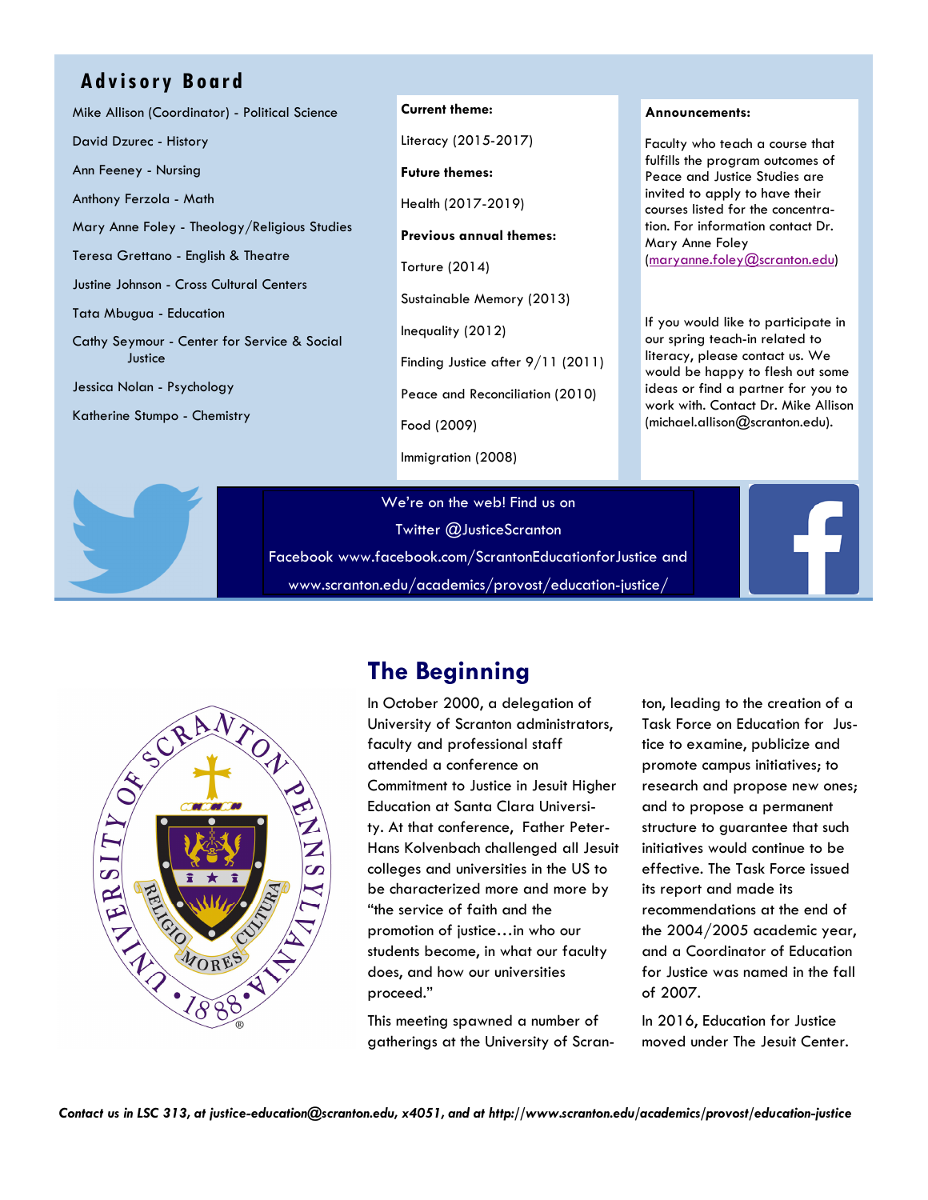## Advisory Board

Mike Allison (Coordinator) - Political Science

David Dzurec - History

Ann Feeney - Nursing

Anthony Ferzola - Math

Mary Anne Foley - Theology/Religious Studies

Teresa Grettano - English & Theatre

Justine Johnson - Cross Cultural Centers

Tata Mbugua - Education

Cathy Seymour - Center for Service & Social Justice

Jessica Nolan - Psychology

Katherine Stumpo - Chemistry

**Current theme:**

Literacy (2015-2017)

**Future themes:**

Health (2017-2019)

**Previous annual themes:**

Torture (2014)

Sustainable Memory (2013)

Inequality (2012)

Finding Justice after 9/11 (2011)

Peace and Reconciliation (2010)

Food (2009)

Immigration (2008)

**Announcements:**

Faculty who teach a course that fulfills the program outcomes of Peace and Justice Studies are invited to apply to have their courses listed for the concentration. For information contact Dr. Mary Anne Foley (maryanne.foley@scranton.edu)

If you would like to participate in our spring teach-in related to literacy, please contact us. We would be happy to flesh out some ideas or find a partner for you to work with. Contact Dr. Mike Allison (michael.allison@scranton.edu).

We're on the web! Find us on

Twitter @JusticeScranton

Facebook www.facebook.com/ScrantonEducationforJustice and

www.scranton.edu/academics/provost/education-justice/

## The Beginning

In October 2000, a delegation of University of Scranton administrators, faculty and professional staff attended a conference on Commitment to Justice in Jesuit Higher Education at Santa Clara University. At that conference, Father Peter-Hans Kolvenbach challenged all Jesuit colleges and universities in the US to be characterized more and more by "the service of faith and the promotion of justice…in who our students become, in what our faculty does, and how our universities proceed."

This meeting spawned a number of gatherings at the University of Scranton, leading to the creation of a Task Force on Education for Justice to examine, publicize and promote campus initiatives; to research and propose new ones; and to propose a permanent structure to guarantee that such initiatives would continue to be effective. The Task Force issued its report and made its recommendations at the end of the 2004/2005 academic year, and a Coordinator of Education for Justice was named in the fall of 2007.

In 2016, Education for Justice moved under The Jesuit Center.

*Contact us in LSC 313, at justice-education@scranton.edu, x4051, and at http://www.scranton.edu/academics/provost/education-justice*